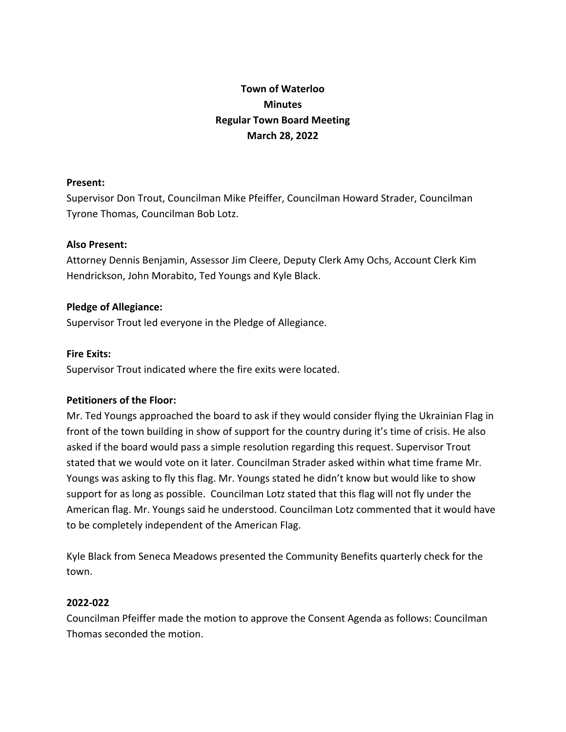# Town of Waterloo
## Minutes
## Regular Town Board Meeting
## March 28, 2022

**Present:**

Supervisor Don Trout, Councilman Mike Pfeiffer, Councilman Howard Strader, Councilman Tyrone Thomas, Councilman Bob Lotz.

**Also Present:**

Attorney Dennis Benjamin, Assessor Jim Cleere, Deputy Clerk Amy Ochs, Account Clerk Kim Hendrickson, John Morabito, Ted Youngs and Kyle Black.

**Pledge of Allegiance:**

Supervisor Trout led everyone in the Pledge of Allegiance.

**Fire Exits:**

Supervisor Trout indicated where the fire exits were located.

**Petitioners of the Floor:**

Mr. Ted Youngs approached the board to ask if they would consider flying the Ukrainian Flag in front of the town building in show of support for the country during it's time of crisis. He also asked if the board would pass a simple resolution regarding this request. Supervisor Trout stated that we would vote on it later. Councilman Strader asked within what time frame Mr. Youngs was asking to fly this flag. Mr. Youngs stated he didn't know but would like to show support for as long as possible. Councilman Lotz stated that this flag will not fly under the American flag. Mr. Youngs said he understood. Councilman Lotz commented that it would have to be completely independent of the American Flag.

Kyle Black from Seneca Meadows presented the Community Benefits quarterly check for the town.

**2022-022**

Councilman Pfeiffer made the motion to approve the Consent Agenda as follows: Councilman Thomas seconded the motion.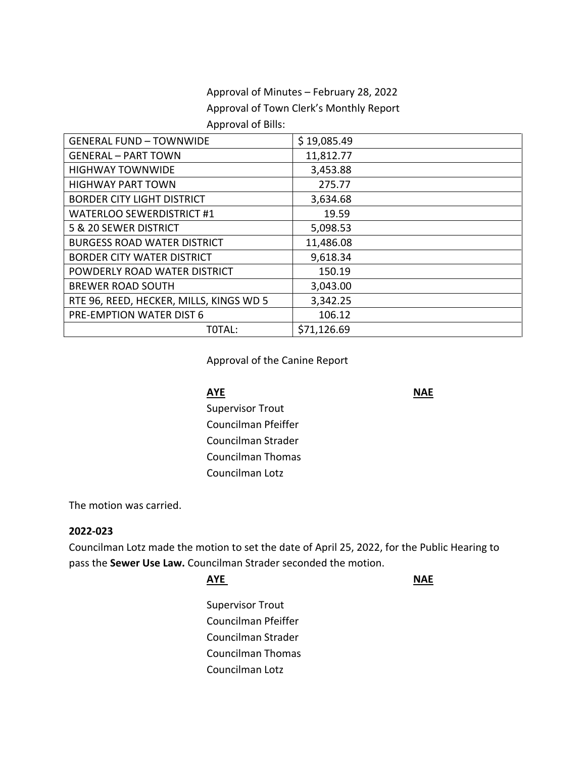Approval of Minutes – February 28, 2022

Approval of Town Clerk's Monthly Report

Approval of Bills:

| | |
|---|---|
| GENERAL FUND – TOWNWIDE | $ 19,085.49 |
| GENERAL – PART TOWN | 11,812.77 |
| HIGHWAY TOWNWIDE | 3,453.88 |
| HIGHWAY PART TOWN | 275.77 |
| BORDER CITY LIGHT DISTRICT | 3,634.68 |
| WATERLOO SEWERDISTRICT #1 | 19.59 |
| 5 & 20 SEWER DISTRICT | 5,098.53 |
| BURGESS ROAD WATER DISTRICT | 11,486.08 |
| BORDER CITY WATER DISTRICT | 9,618.34 |
| POWDERLY ROAD WATER DISTRICT | 150.19 |
| BREWER ROAD SOUTH | 3,043.00 |
| RTE 96, REED, HECKER, MILLS, KINGS WD 5 | 3,342.25 |
| PRE-EMPTION WATER DIST 6 | 106.12 |
| T0TAL: | $71,126.69 |

Approval of the Canine Report

| **AYE** | **NAE** |
|---|---|
| Supervisor Trout | |
| Councilman Pfeiffer | |
| Councilman Strader | |
| Councilman Thomas | |
| Councilman Lotz | |

The motion was carried.

**2022-023**

Councilman Lotz made the motion to set the date of April 25, 2022, for the Public Hearing to pass the **Sewer Use Law.** Councilman Strader seconded the motion.

| **AYE** | **NAE** |
|---|---|
| Supervisor Trout | |
| Councilman Pfeiffer | |
| Councilman Strader | |
| Councilman Thomas | |
| Councilman Lotz | |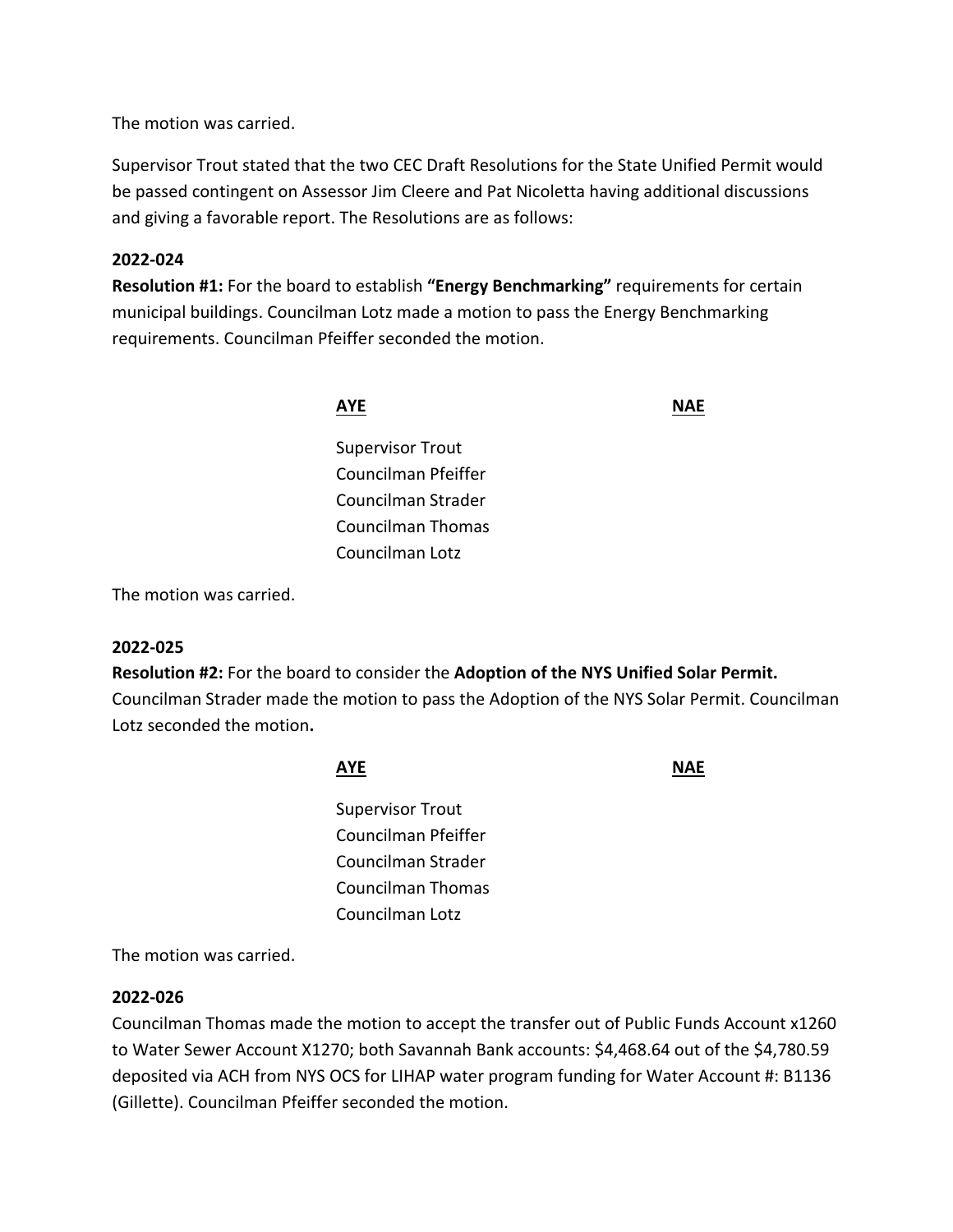The motion was carried.

Supervisor Trout stated that the two CEC Draft Resolutions for the State Unified Permit would be passed contingent on Assessor Jim Cleere and Pat Nicoletta having additional discussions and giving a favorable report. The Resolutions are as follows:

**2022-024**

**Resolution #1:** For the board to establish **"Energy Benchmarking"** requirements for certain municipal buildings. Councilman Lotz made a motion to pass the Energy Benchmarking requirements. Councilman Pfeiffer seconded the motion.

| AYE | NAE |
|---|---|
| Supervisor Trout | |
| Councilman Pfeiffer | |
| Councilman Strader | |
| Councilman Thomas | |
| Councilman Lotz | |

The motion was carried.

**2022-025**

**Resolution #2:** For the board to consider the **Adoption of the NYS Unified Solar Permit.** Councilman Strader made the motion to pass the Adoption of the NYS Solar Permit. Councilman Lotz seconded the motion**.**

| AYE | NAE |
|---|---|
| Supervisor Trout | |
| Councilman Pfeiffer | |
| Councilman Strader | |
| Councilman Thomas | |
| Councilman Lotz | |

The motion was carried.

**2022-026**

Councilman Thomas made the motion to accept the transfer out of Public Funds Account x1260 to Water Sewer Account X1270; both Savannah Bank accounts: $4,468.64 out of the $4,780.59 deposited via ACH from NYS OCS for LIHAP water program funding for Water Account #: B1136 (Gillette). Councilman Pfeiffer seconded the motion.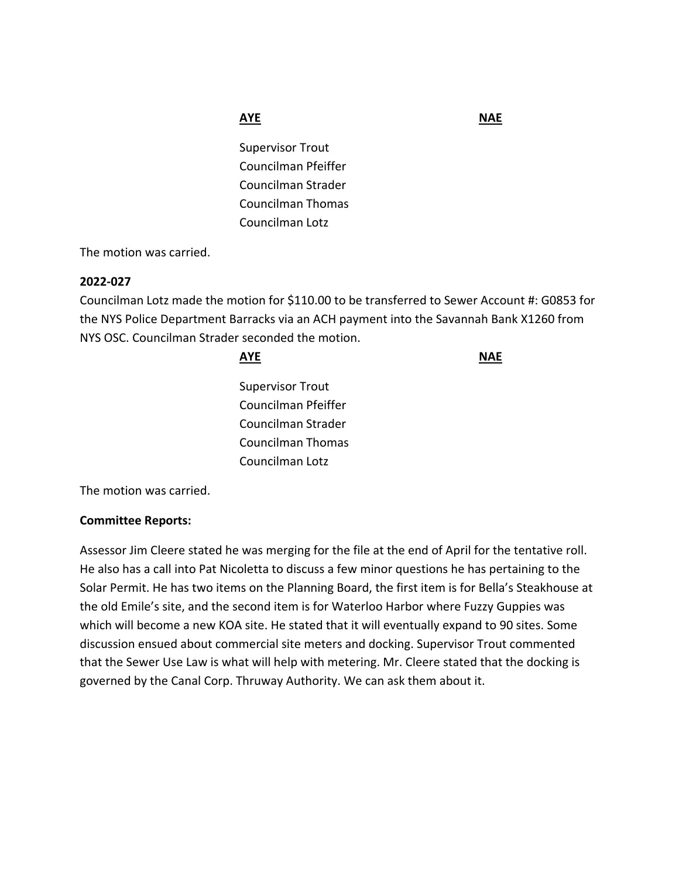| **AYE** | **NAE** |
| --- | --- |
| Supervisor Trout | |
| Councilman Pfeiffer | |
| Councilman Strader | |
| Councilman Thomas | |
| Councilman Lotz | |

The motion was carried.

**2022-027**

Councilman Lotz made the motion for $110.00 to be transferred to Sewer Account #: G0853 for the NYS Police Department Barracks via an ACH payment into the Savannah Bank X1260 from NYS OSC. Councilman Strader seconded the motion.

| **AYE** | **NAE** |
| --- | --- |
| Supervisor Trout | |
| Councilman Pfeiffer | |
| Councilman Strader | |
| Councilman Thomas | |
| Councilman Lotz | |

The motion was carried.

**Committee Reports:**

Assessor Jim Cleere stated he was merging for the file at the end of April for the tentative roll. He also has a call into Pat Nicoletta to discuss a few minor questions he has pertaining to the Solar Permit. He has two items on the Planning Board, the first item is for Bella's Steakhouse at the old Emile's site, and the second item is for Waterloo Harbor where Fuzzy Guppies was which will become a new KOA site. He stated that it will eventually expand to 90 sites. Some discussion ensued about commercial site meters and docking. Supervisor Trout commented that the Sewer Use Law is what will help with metering. Mr. Cleere stated that the docking is governed by the Canal Corp. Thruway Authority. We can ask them about it.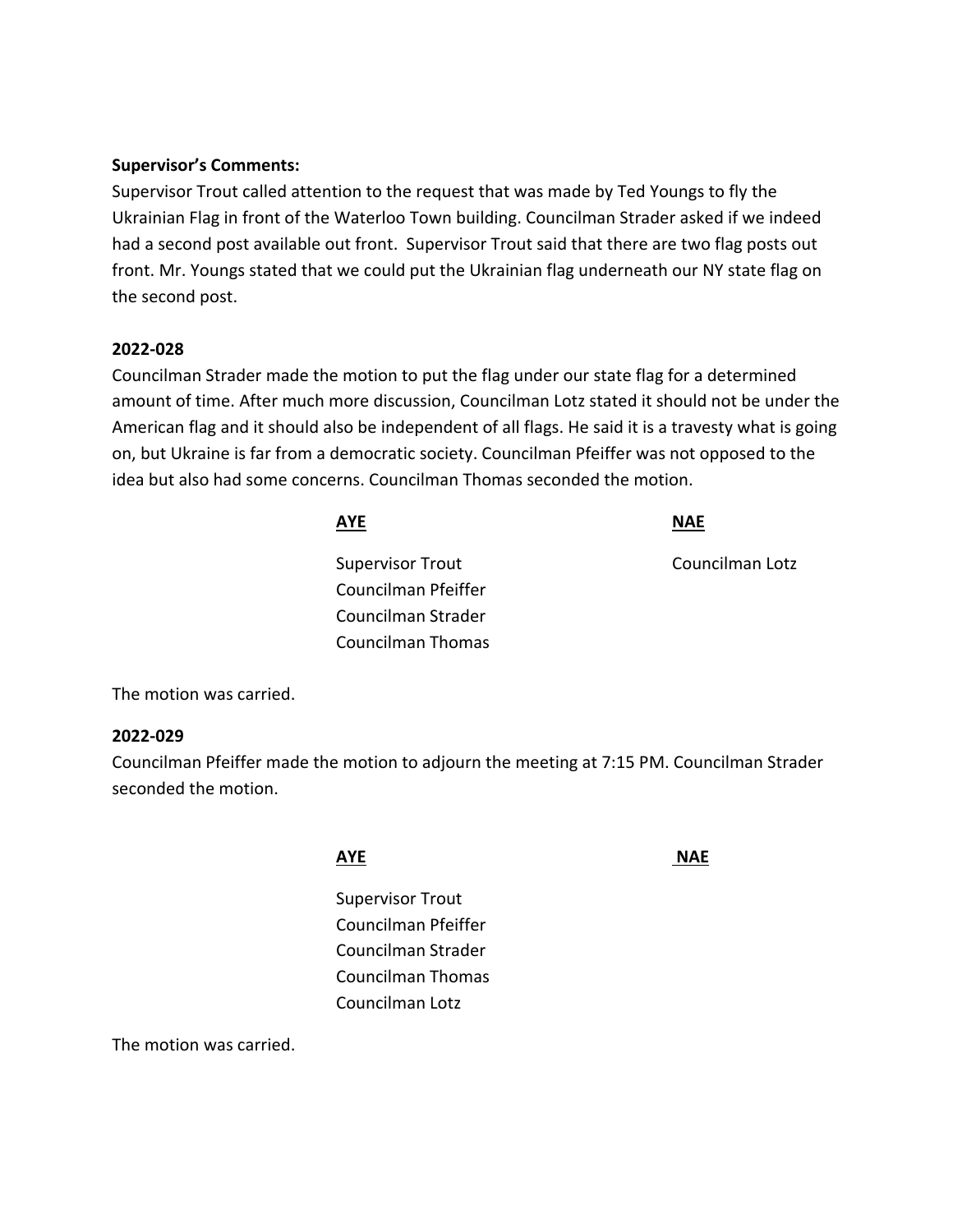**Supervisor's Comments:**

Supervisor Trout called attention to the request that was made by Ted Youngs to fly the Ukrainian Flag in front of the Waterloo Town building. Councilman Strader asked if we indeed had a second post available out front. Supervisor Trout said that there are two flag posts out front. Mr. Youngs stated that we could put the Ukrainian flag underneath our NY state flag on the second post.

**2022-028**

Councilman Strader made the motion to put the flag under our state flag for a determined amount of time. After much more discussion, Councilman Lotz stated it should not be under the American flag and it should also be independent of all flags. He said it is a travesty what is going on, but Ukraine is far from a democratic society. Councilman Pfeiffer was not opposed to the idea but also had some concerns. Councilman Thomas seconded the motion.

| AYE | NAE |
|---|---|
| Supervisor Trout | Councilman Lotz |
| Councilman Pfeiffer | |
| Councilman Strader | |
| Councilman Thomas | |

The motion was carried.

**2022-029**

Councilman Pfeiffer made the motion to adjourn the meeting at 7:15 PM. Councilman Strader seconded the motion.

| AYE | NAE |
|---|---|
| Supervisor Trout | |
| Councilman Pfeiffer | |
| Councilman Strader | |
| Councilman Thomas | |
| Councilman Lotz | |

The motion was carried.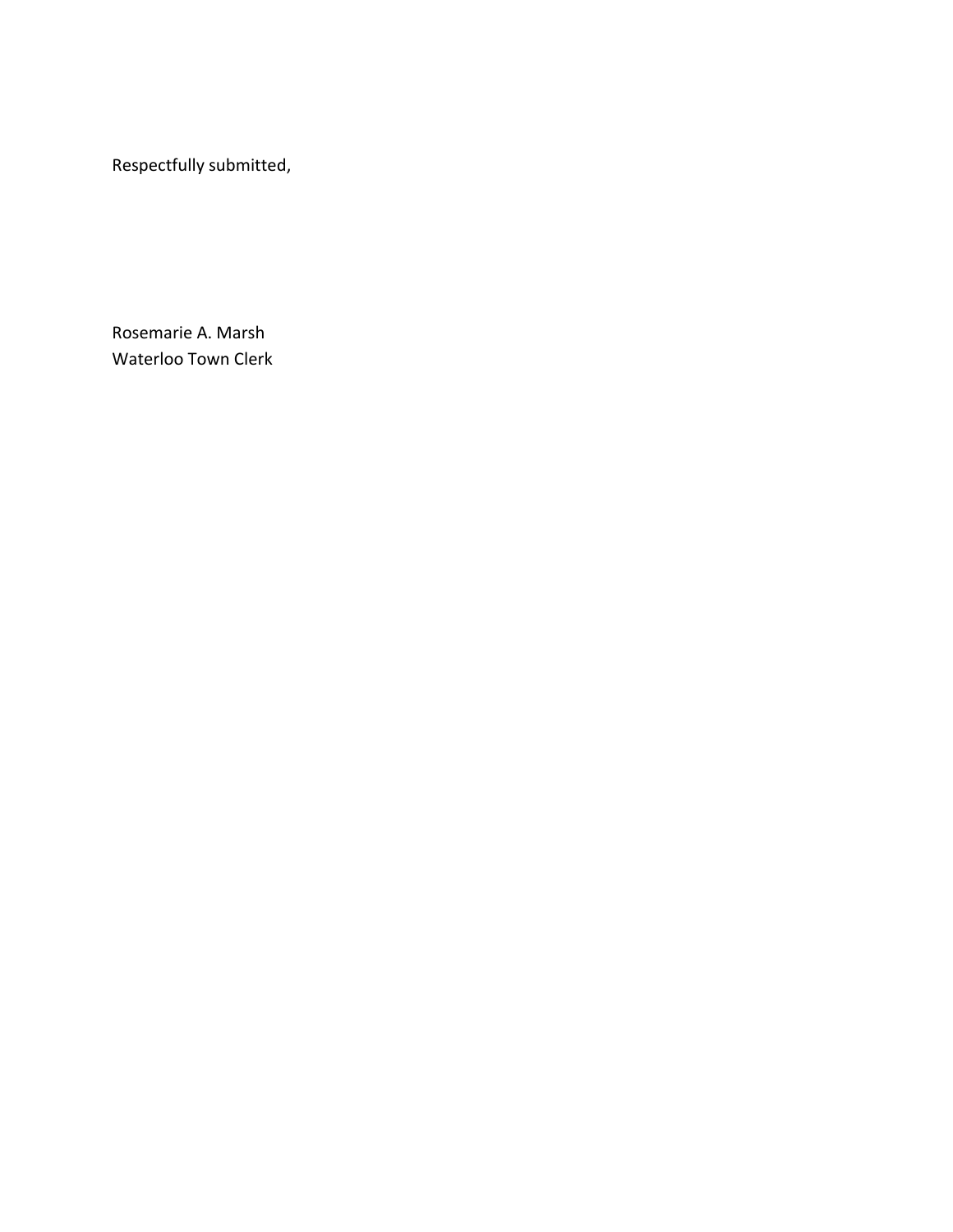Respectfully submitted,

Rosemarie A. Marsh
Waterloo Town Clerk